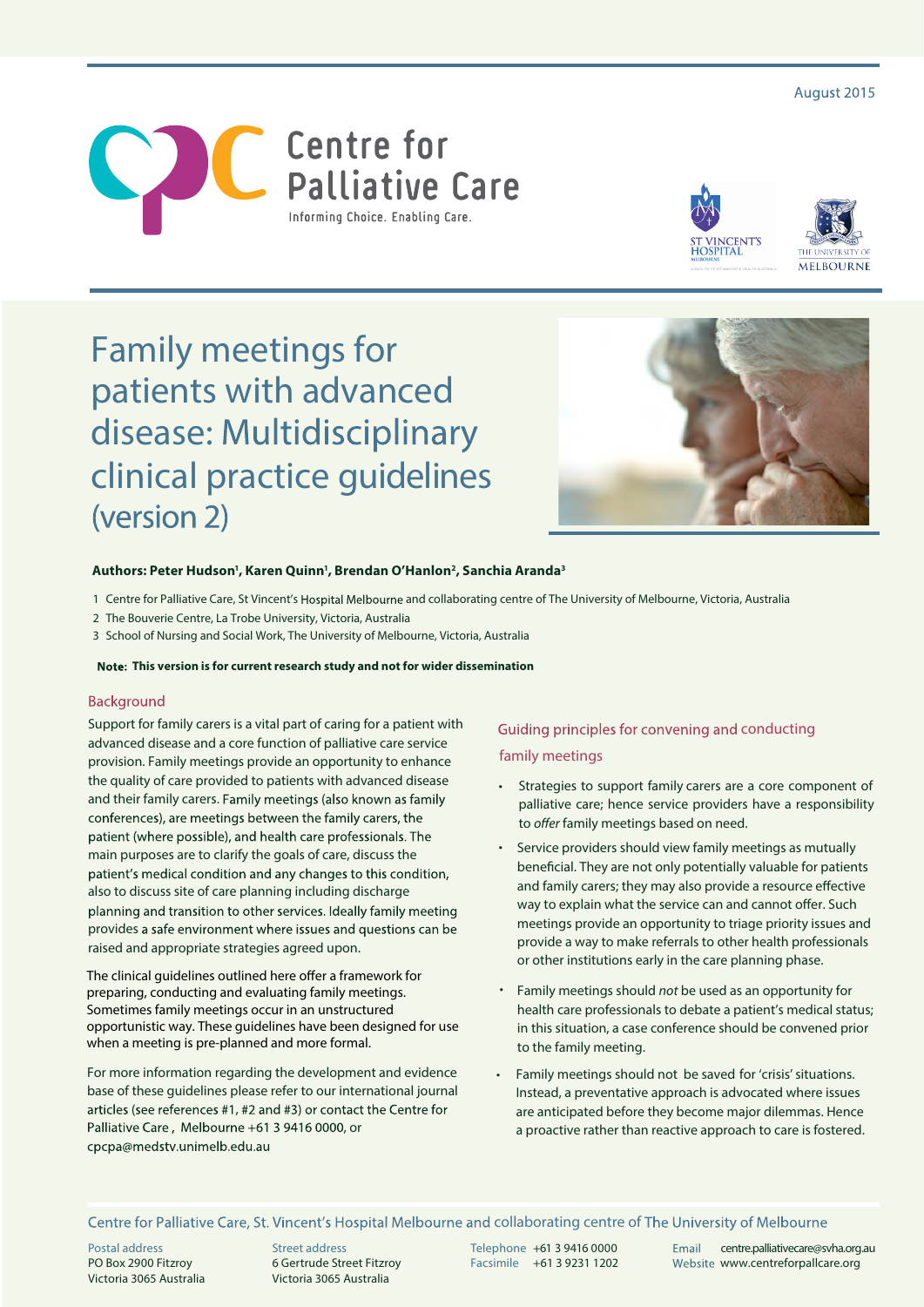August 2015

Centre for Palliative Care

Informing Choice. Enabling Care.

# Family meetings for patients with advanced disease: Multidisciplinary clinical practice guidelines (version 2)

**Authors: Peter Hudson[1], Karen Quinn[1], Brendan O'Hanlon[2], Sanchia Aranda[3]**

1 Centre for Palliative Care, St Vincent's Hospital Melbourne and collaborating centre of The University of Melbourne, Victoria, Australia

2 The Bouverie Centre, La Trobe University, Victoria, Australia

3 School of Nursing and Social Work, The University of Melbourne, Victoria, Australia

**Note: This version is for current research study and not for wider dissemination**

## Background

Support for family carers is a vital part of caring for a patient with advanced disease and a core function of palliative care service provision. Family meetings provide an opportunity to enhance the quality of care provided to patients with advanced disease and their family carers. Family meetings (also known as family conferences), are meetings between the family carers, the patient (where possible), and health care professionals. The main purposes are to clarify the goals of care, discuss the patient's medical condition and any changes to this condition, also to discuss site of care planning including discharge planning and transition to other services. Ideally family meeting provides a safe environment where issues and questions can be raised and appropriate strategies agreed upon.

The clinical guidelines outlined here offer a framework for preparing, conducting and evaluating family meetings. Sometimes family meetings occur in an unstructured opportunistic way. These guidelines have been designed for use when a meeting is pre-planned and more formal.

For more information regarding the development and evidence base of these guidelines please refer to our international journal articles (see references #1, #2 and #3) or contact the Centre for Palliative Care, Melbourne +61 3 9416 0000, or cpcpa@medstv.unimelb.edu.au

## Guiding principles for convening and conducting family meetings

- Strategies to support family carers are a core component of palliative care; hence service providers have a responsibility to *offer* family meetings based on need.
- Service providers should view family meetings as mutually beneficial. They are not only potentially valuable for patients and family carers; they may also provide a resource effective way to explain what the service can and cannot offer. Such meetings provide an opportunity to triage priority issues and provide a way to make referrals to other health professionals or other institutions early in the care planning phase.
- Family meetings should *not* be used as an opportunity for health care professionals to debate a patient's medical status; in this situation, a case conference should be convened prior to the family meeting.
- Family meetings should not be saved for 'crisis' situations. Instead, a preventative approach is advocated where issues are anticipated before they become major dilemmas. Hence a proactive rather than reactive approach to care is fostered.

Centre for Palliative Care, St. Vincent's Hospital Melbourne and collaborating centre of The University of Melbourne

Postal address
PO Box 2900 Fitzroy
Victoria 3065 Australia

Street address
6 Gertrude Street Fitzroy
Victoria 3065 Australia

Telephone +61 3 9416 0000
Facsimile +61 3 9231 1202

Email centre.palliativecare@svha.org.au
Website www.centreforpallcare.org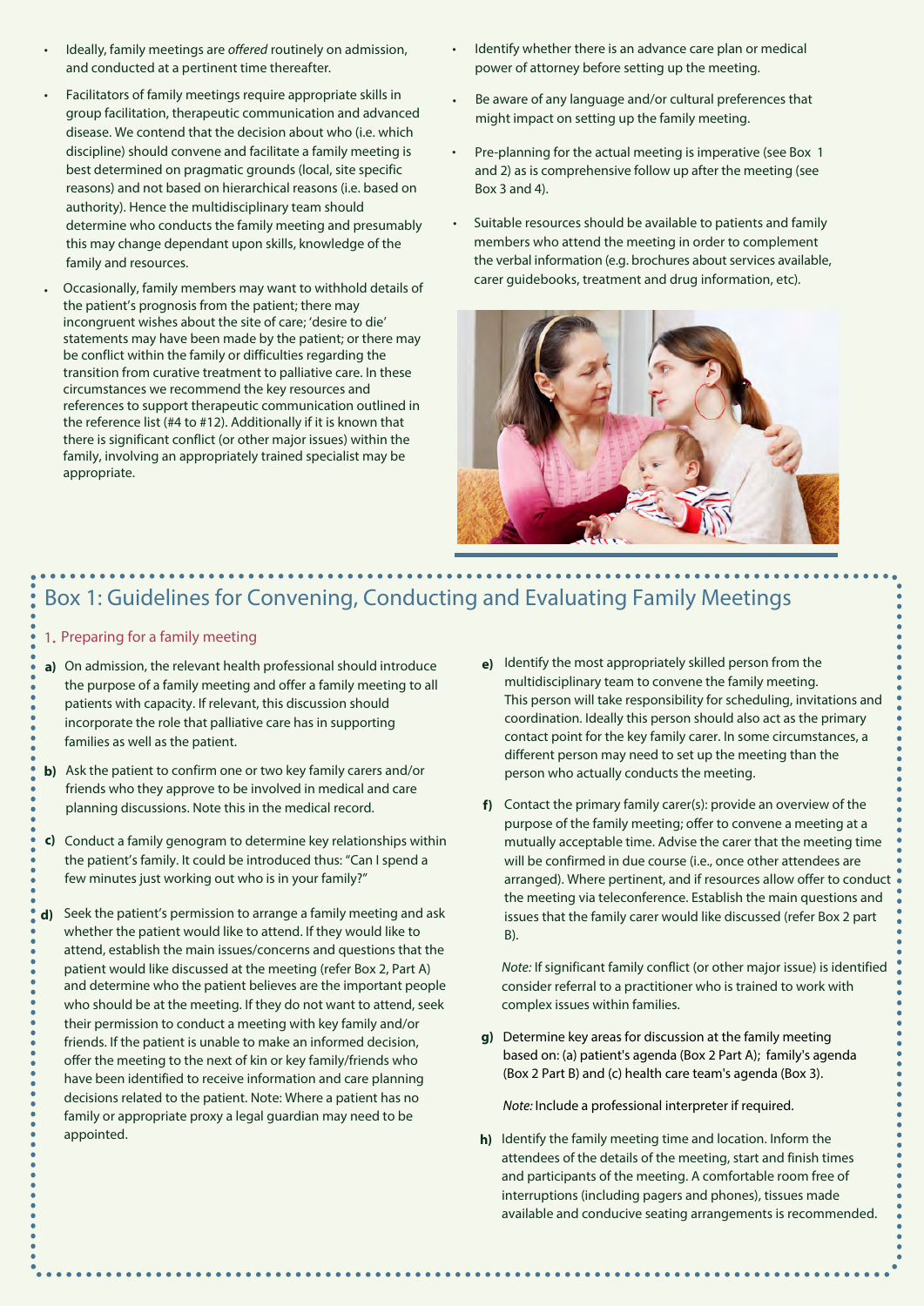- Ideally, family meetings are *offered* routinely on admission, and conducted at a pertinent time thereafter.
- Facilitators of family meetings require appropriate skills in group facilitation, therapeutic communication and advanced disease. We contend that the decision about who (i.e. which discipline) should convene and facilitate a family meeting is best determined on pragmatic grounds (local, site specific reasons) and not based on hierarchical reasons (i.e. based on authority). Hence the multidisciplinary team should determine who conducts the family meeting and presumably this may change dependant upon skills, knowledge of the family and resources.
- Occasionally, family members may want to withhold details of the patient's prognosis from the patient; there may incongruent wishes about the site of care; 'desire to die' statements may have been made by the patient; or there may be conflict within the family or difficulties regarding the transition from curative treatment to palliative care. In these circumstances we recommend the key resources and references to support therapeutic communication outlined in the reference list (#4 to #12). Additionally if it is known that there is significant conflict (or other major issues) within the family, involving an appropriately trained specialist may be appropriate.
- Identify whether there is an advance care plan or medical power of attorney before setting up the meeting.
- Be aware of any language and/or cultural preferences that might impact on setting up the family meeting.
- Pre-planning for the actual meeting is imperative (see Box 1 and 2) as is comprehensive follow up after the meeting (see Box 3 and 4).
- Suitable resources should be available to patients and family members who attend the meeting in order to complement the verbal information (e.g. brochures about services available, carer guidebooks, treatment and drug information, etc).

## Box 1: Guidelines for Convening, Conducting and Evaluating Family Meetings

### 1. Preparing for a family meeting

**a)** On admission, the relevant health professional should introduce the purpose of a family meeting and offer a family meeting to all patients with capacity. If relevant, this discussion should incorporate the role that palliative care has in supporting families as well as the patient.

**b)** Ask the patient to confirm one or two key family carers and/or friends who they approve to be involved in medical and care planning discussions. Note this in the medical record.

**c)** Conduct a family genogram to determine key relationships within the patient's family. It could be introduced thus: "Can I spend a few minutes just working out who is in your family?"

**d)** Seek the patient's permission to arrange a family meeting and ask whether the patient would like to attend. If they would like to attend, establish the main issues/concerns and questions that the patient would like discussed at the meeting (refer Box 2, Part A) and determine who the patient believes are the important people who should be at the meeting. If they do not want to attend, seek their permission to conduct a meeting with key family and/or friends. If the patient is unable to make an informed decision, offer the meeting to the next of kin or key family/friends who have been identified to receive information and care planning decisions related to the patient. Note: Where a patient has no family or appropriate proxy a legal guardian may need to be appointed.

**e)** Identify the most appropriately skilled person from the multidisciplinary team to convene the family meeting. This person will take responsibility for scheduling, invitations and coordination. Ideally this person should also act as the primary contact point for the key family carer. In some circumstances, a different person may need to set up the meeting than the person who actually conducts the meeting.

**f)** Contact the primary family carer(s): provide an overview of the purpose of the family meeting; offer to convene a meeting at a mutually acceptable time. Advise the carer that the meeting time will be confirmed in due course (i.e., once other attendees are arranged). Where pertinent, and if resources allow offer to conduct the meeting via teleconference. Establish the main questions and issues that the family carer would like discussed (refer Box 2 part B).

*Note:* If significant family conflict (or other major issue) is identified consider referral to a practitioner who is trained to work with complex issues within families.

**g)** Determine key areas for discussion at the family meeting based on: (a) patient's agenda (Box 2 Part A); family's agenda (Box 2 Part B) and (c) health care team's agenda (Box 3).

*Note:* Include a professional interpreter if required.

**h)** Identify the family meeting time and location. Inform the attendees of the details of the meeting, start and finish times and participants of the meeting. A comfortable room free of interruptions (including pagers and phones), tissues made available and conducive seating arrangements is recommended.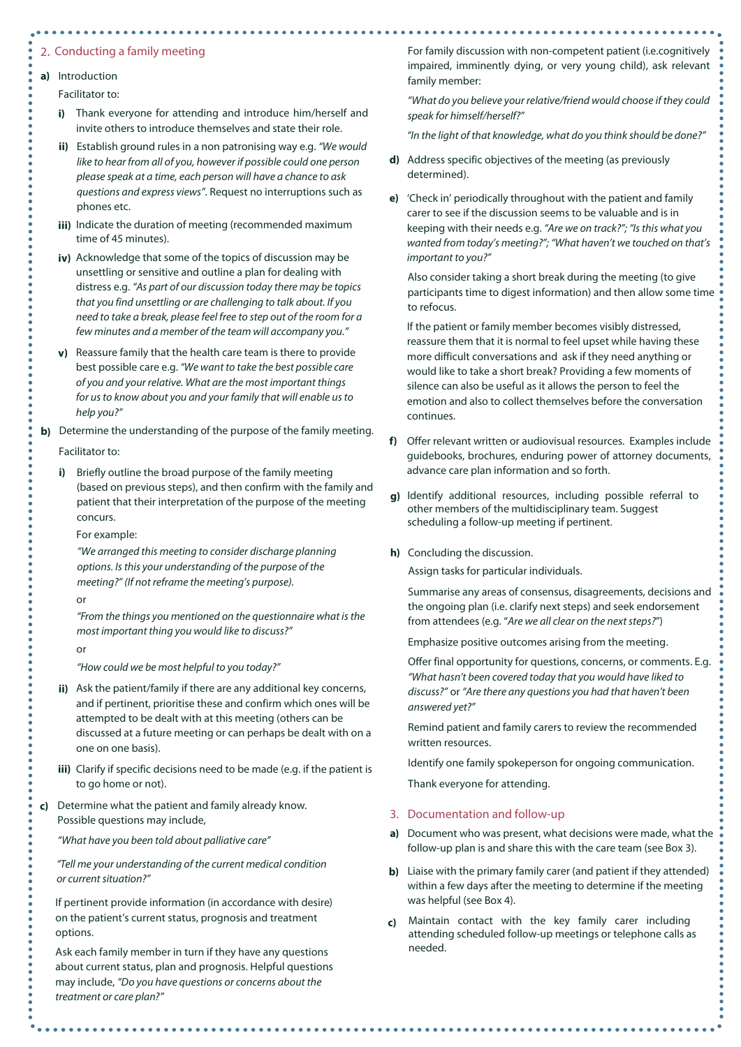## 2. Conducting a family meeting

**a)** Introduction

Facilitator to:

**i)** Thank everyone for attending and introduce him/herself and invite others to introduce themselves and state their role.

**ii)** Establish ground rules in a non patronising way e.g. *"We would like to hear from all of you, however if possible could one person please speak at a time, each person will have a chance to ask questions and express views"*. Request no interruptions such as phones etc.

**iii)** Indicate the duration of meeting (recommended maximum time of 45 minutes).

**iv)** Acknowledge that some of the topics of discussion may be unsettling or sensitive and outline a plan for dealing with distress e.g. *"As part of our discussion today there may be topics that you find unsettling or are challenging to talk about. If you need to take a break, please feel free to step out of the room for a few minutes and a member of the team will accompany you."*

**v)** Reassure family that the health care team is there to provide best possible care e.g. *"We want to take the best possible care of you and your relative. What are the most important things for us to know about you and your family that will enable us to help you?"*

**b)** Determine the understanding of the purpose of the family meeting.

Facilitator to:

**i)** Briefly outline the broad purpose of the family meeting (based on previous steps), and then confirm with the family and patient that their interpretation of the purpose of the meeting concurs.

For example:

*"We arranged this meeting to consider discharge planning options. Is this your understanding of the purpose of the meeting?" (If not reframe the meeting's purpose).*

or

*"From the things you mentioned on the questionnaire what is the most important thing you would like to discuss?"*

or

*"How could we be most helpful to you today?"*

**ii)** Ask the patient/family if there are any additional key concerns, and if pertinent, prioritise these and confirm which ones will be attempted to be dealt with at this meeting (others can be discussed at a future meeting or can perhaps be dealt with on a one on one basis).

**iii)** Clarify if specific decisions need to be made (e.g. if the patient is to go home or not).

**c)** Determine what the patient and family already know. Possible questions may include,

*"What have you been told about palliative care"*

*"Tell me your understanding of the current medical condition or current situation?"*

If pertinent provide information (in accordance with desire) on the patient's current status, prognosis and treatment options.

Ask each family member in turn if they have any questions about current status, plan and prognosis. Helpful questions may include, *"Do you have questions or concerns about the treatment or care plan?"*

For family discussion with non-competent patient (i.e.cognitively impaired, imminently dying, or very young child), ask relevant family member:

*"What do you believe your relative/friend would choose if they could speak for himself/herself?"*

*"In the light of that knowledge, what do you think should be done?"*

**d)** Address specific objectives of the meeting (as previously determined).

**e)** 'Check in' periodically throughout with the patient and family carer to see if the discussion seems to be valuable and is in keeping with their needs e.g. *"Are we on track?"; "Is this what you wanted from today's meeting?"; "What haven't we touched on that's important to you?"*

Also consider taking a short break during the meeting (to give participants time to digest information) and then allow some time to refocus.

If the patient or family member becomes visibly distressed, reassure them that it is normal to feel upset while having these more difficult conversations and ask if they need anything or would like to take a short break? Providing a few moments of silence can also be useful as it allows the person to feel the emotion and also to collect themselves before the conversation continues.

**f)** Offer relevant written or audiovisual resources. Examples include guidebooks, brochures, enduring power of attorney documents, advance care plan information and so forth.

**g)** Identify additional resources, including possible referral to other members of the multidisciplinary team. Suggest scheduling a follow-up meeting if pertinent.

**h)** Concluding the discussion.

Assign tasks for particular individuals.

Summarise any areas of consensus, disagreements, decisions and the ongoing plan (i.e. clarify next steps) and seek endorsement from attendees (e.g. "*Are we all clear on the next steps?*")

Emphasize positive outcomes arising from the meeting.

Offer final opportunity for questions, concerns, or comments. E.g. *"What hasn't been covered today that you would have liked to discuss?"* or *"Are there any questions you had that haven't been answered yet?"*

Remind patient and family carers to review the recommended written resources.

Identify one family spokeperson for ongoing communication.

Thank everyone for attending.

## 3. Documentation and follow-up

**a)** Document who was present, what decisions were made, what the follow-up plan is and share this with the care team (see Box 3).

**b)** Liaise with the primary family carer (and patient if they attended) within a few days after the meeting to determine if the meeting was helpful (see Box 4).

**c)** Maintain contact with the key family carer including attending scheduled follow-up meetings or telephone calls as needed.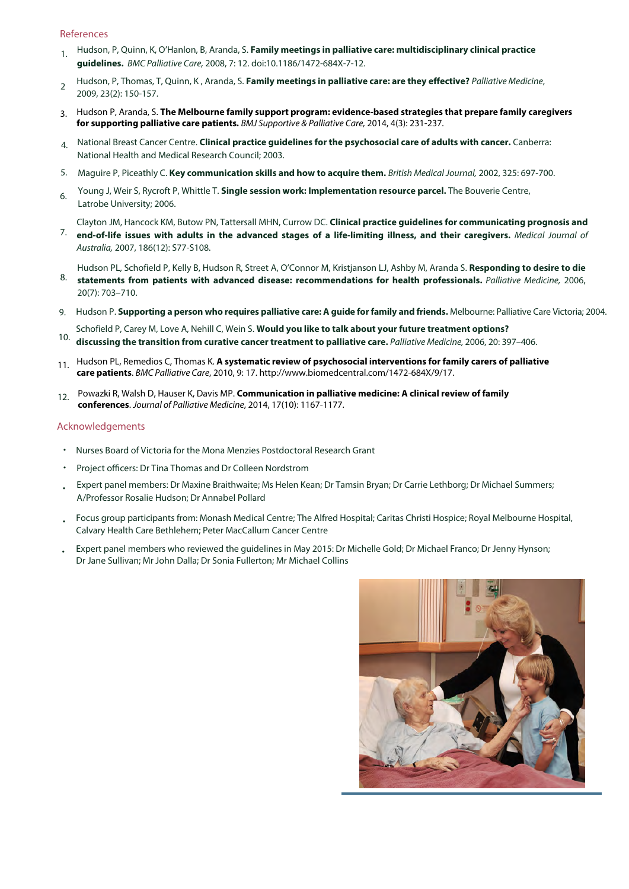## References

1. Hudson, P, Quinn, K, O'Hanlon, B, Aranda, S. **Family meetings in palliative care: multidisciplinary clinical practice guidelines.** *BMC Palliative Care,* 2008, 7: 12. doi:10.1186/1472-684X-7-12.
2. Hudson, P, Thomas, T, Quinn, K , Aranda, S. **Family meetings in palliative care: are they effective?** *Palliative Medicine*, 2009, 23(2): 150-157.
3. Hudson P, Aranda, S. **The Melbourne family support program: evidence-based strategies that prepare family caregivers for supporting palliative care patients.** *BMJ Supportive & Palliative Care,* 2014, 4(3): 231-237.
4. National Breast Cancer Centre. **Clinical practice guidelines for the psychosocial care of adults with cancer.** Canberra: National Health and Medical Research Council; 2003.
5. Maguire P, Piceathly C. **Key communication skills and how to acquire them.** *British Medical Journal,* 2002, 325: 697-700.
6. Young J, Weir S, Rycroft P, Whittle T. **Single session work: Implementation resource parcel.** The Bouverie Centre, Latrobe University; 2006.
7. Clayton JM, Hancock KM, Butow PN, Tattersall MHN, Currow DC. **Clinical practice guidelines for communicating prognosis and end-of-life issues with adults in the advanced stages of a life-limiting illness, and their caregivers.** *Medical Journal of Australia,* 2007, 186(12): S77-S108.
8. Hudson PL, Schofield P, Kelly B, Hudson R, Street A, O'Connor M, Kristjanson LJ, Ashby M, Aranda S. **Responding to desire to die statements from patients with advanced disease: recommendations for health professionals.** *Palliative Medicine,* 2006, 20(7): 703–710.
9. Hudson P. **Supporting a person who requires palliative care: A guide for family and friends.** Melbourne: Palliative Care Victoria; 2004.
10. Schofield P, Carey M, Love A, Nehill C, Wein S. **Would you like to talk about your future treatment options? discussing the transition from curative cancer treatment to palliative care.** *Palliative Medicine,* 2006, 20: 397–406.
11. Hudson PL, Remedios C, Thomas K. **A systematic review of psychosocial interventions for family carers of palliative care patients**. *BMC Palliative Care*, 2010, 9: 17. http://www.biomedcentral.com/1472-684X/9/17.
12. Powazki R, Walsh D, Hauser K, Davis MP. **Communication in palliative medicine: A clinical review of family conferences**. *Journal of Palliative Medicine*, 2014, 17(10): 1167-1177.

## Acknowledgements

- Nurses Board of Victoria for the Mona Menzies Postdoctoral Research Grant
- Project officers: Dr Tina Thomas and Dr Colleen Nordstrom
- Expert panel members: Dr Maxine Braithwaite; Ms Helen Kean; Dr Tamsin Bryan; Dr Carrie Lethborg; Dr Michael Summers; A/Professor Rosalie Hudson; Dr Annabel Pollard
- Focus group participants from: Monash Medical Centre; The Alfred Hospital; Caritas Christi Hospice; Royal Melbourne Hospital, Calvary Health Care Bethlehem; Peter MacCallum Cancer Centre
- Expert panel members who reviewed the guidelines in May 2015: Dr Michelle Gold; Dr Michael Franco; Dr Jenny Hynson; Dr Jane Sullivan; Mr John Dalla; Dr Sonia Fullerton; Mr Michael Collins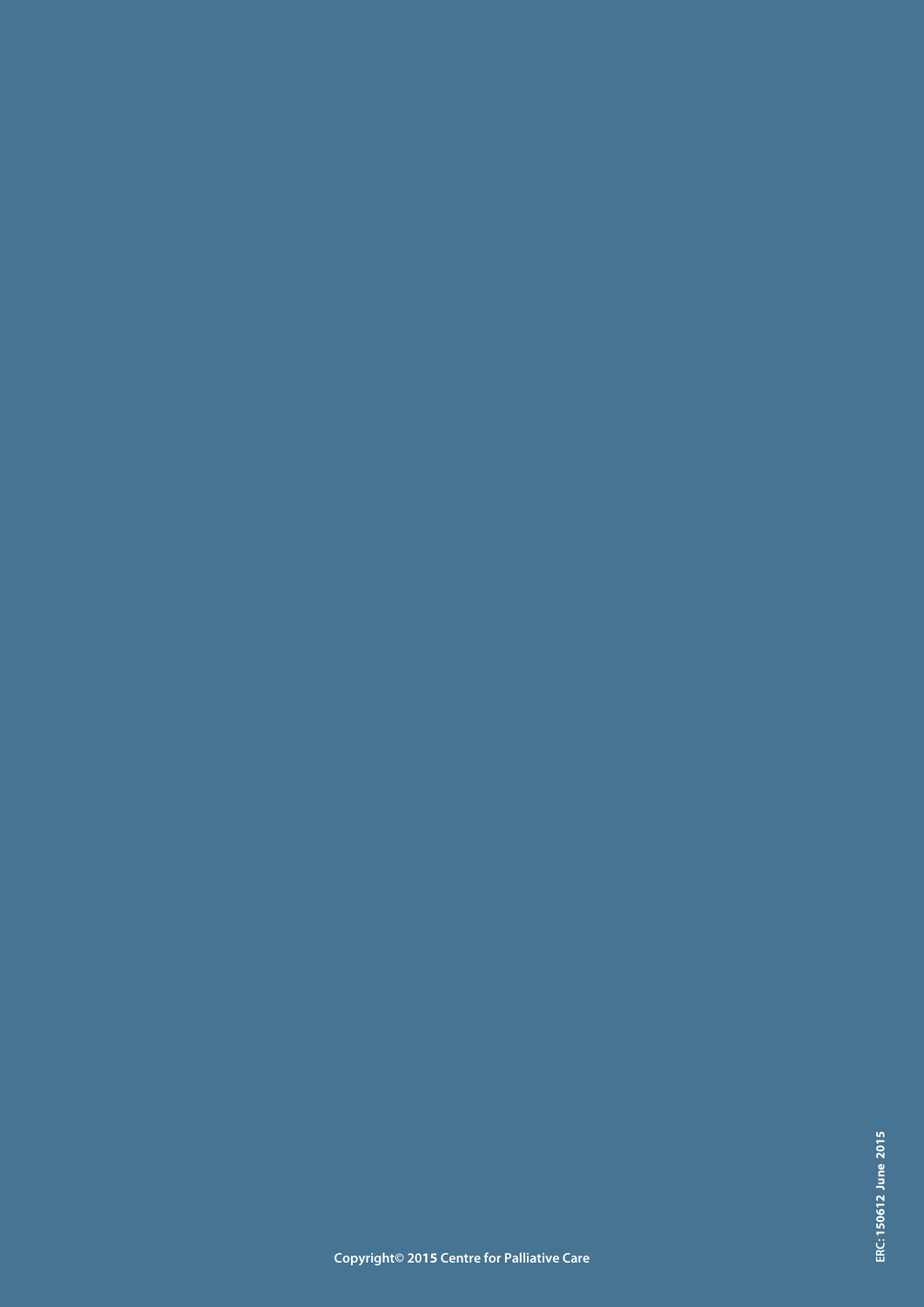Copyright© 2015 Centre for Palliative Care

ERC: 150612 June 2015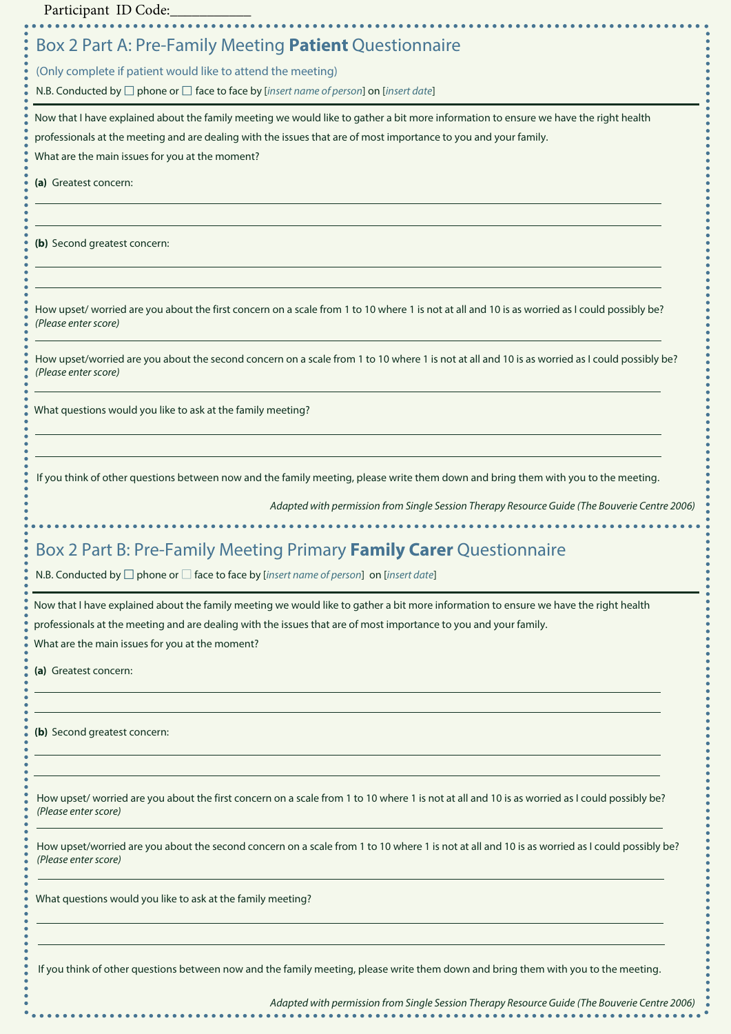Participant ID Code:___________

## Box 2 Part A: Pre-Family Meeting **Patient** Questionnaire

(Only complete if patient would like to attend the meeting)

N.B. Conducted by ☐ phone or ☐ face to face by [*insert name of person*] on [*insert date*]

Now that I have explained about the family meeting we would like to gather a bit more information to ensure we have the right health professionals at the meeting and are dealing with the issues that are of most importance to you and your family.

What are the main issues for you at the moment?

**(a)** Greatest concern:

______________________________________________________________________________

______________________________________________________________________________

**(b)** Second greatest concern:

______________________________________________________________________________

______________________________________________________________________________

How upset/ worried are you about the first concern on a scale from 1 to 10 where 1 is not at all and 10 is as worried as I could possibly be?
*(Please enter score)*

______________________________________________________________________________

How upset/worried are you about the second concern on a scale from 1 to 10 where 1 is not at all and 10 is as worried as I could possibly be?
*(Please enter score)*

______________________________________________________________________________

What questions would you like to ask at the family meeting?

______________________________________________________________________________

______________________________________________________________________________

If you think of other questions between now and the family meeting, please write them down and bring them with you to the meeting.

*Adapted with permission from Single Session Therapy Resource Guide (The Bouverie Centre 2006)*

## Box 2 Part B: Pre-Family Meeting Primary **Family Carer** Questionnaire

N.B. Conducted by ☐ phone or ☐ face to face by [*insert name of person*] on [*insert date*]

Now that I have explained about the family meeting we would like to gather a bit more information to ensure we have the right health professionals at the meeting and are dealing with the issues that are of most importance to you and your family.

What are the main issues for you at the moment?

**(a)** Greatest concern:

______________________________________________________________________________

______________________________________________________________________________

**(b)** Second greatest concern:

______________________________________________________________________________

______________________________________________________________________________

How upset/ worried are you about the first concern on a scale from 1 to 10 where 1 is not at all and 10 is as worried as I could possibly be?
*(Please enter score)*

______________________________________________________________________________

How upset/worried are you about the second concern on a scale from 1 to 10 where 1 is not at all and 10 is as worried as I could possibly be?
*(Please enter score)*

______________________________________________________________________________

What questions would you like to ask at the family meeting?

______________________________________________________________________________

______________________________________________________________________________

If you think of other questions between now and the family meeting, please write them down and bring them with you to the meeting.

*Adapted with permission from Single Session Therapy Resource Guide (The Bouverie Centre 2006)*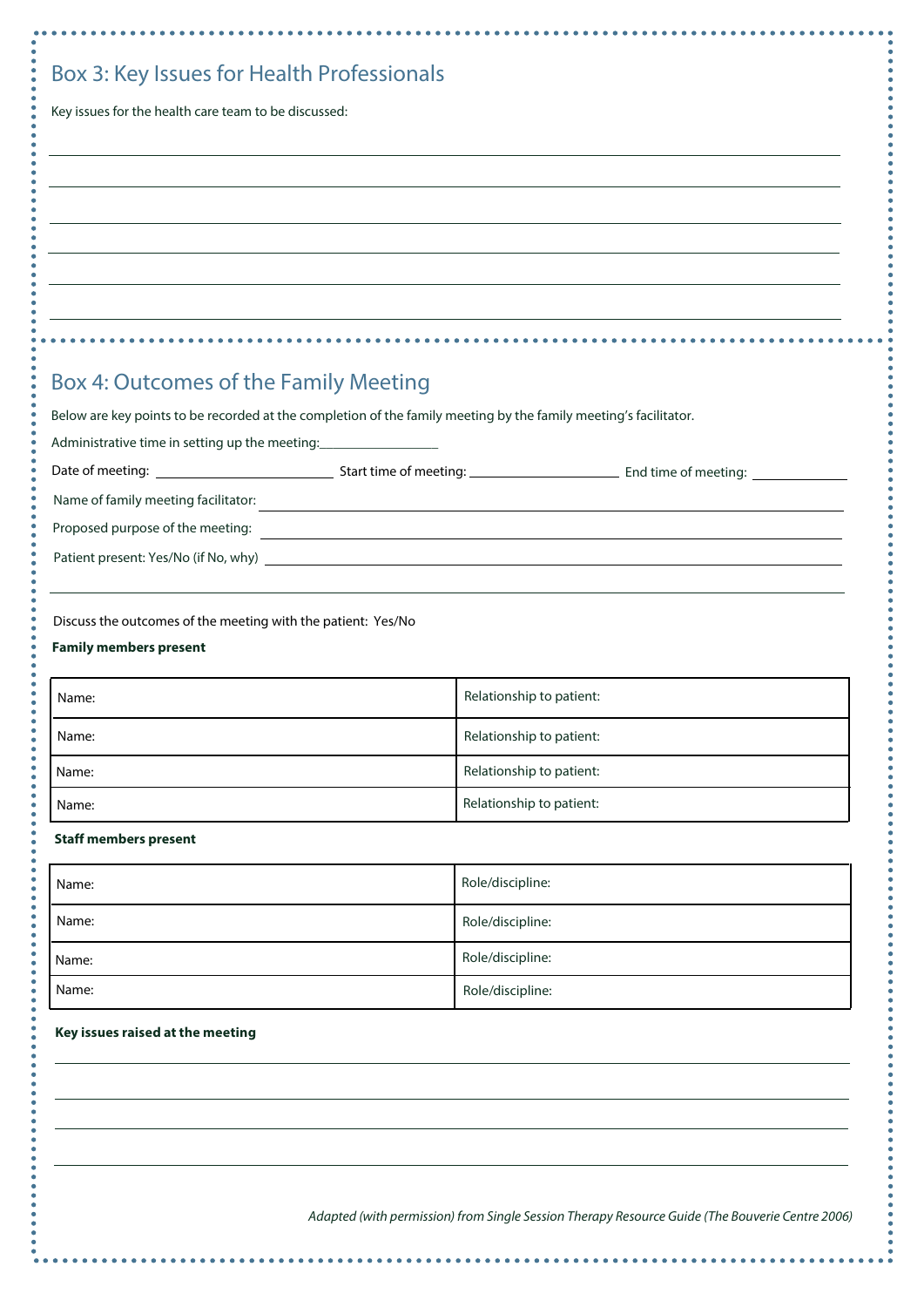## Box 3: Key Issues for Health Professionals

Key issues for the health care team to be discussed:

______________________________________________________________________

______________________________________________________________________

______________________________________________________________________

______________________________________________________________________

______________________________________________________________________

______________________________________________________________________

## Box 4: Outcomes of the Family Meeting

Below are key points to be recorded at the completion of the family meeting by the family meeting's facilitator.

Administrative time in setting up the meeting: ________________

Date of meeting: ________________ Start time of meeting: ________________ End time of meeting: ____________

Name of family meeting facilitator: ______________________________________________

Proposed purpose of the meeting: ______________________________________________

Patient present: Yes/No (if No, why) ______________________________________________

______________________________________________________________________

Discuss the outcomes of the meeting with the patient: Yes/No

**Family members present**

| Name: | Relationship to patient: |
|---|---|
| Name: | Relationship to patient: |
| Name: | Relationship to patient: |
| Name: | Relationship to patient: |

**Staff members present**

| Name: | Role/discipline: |
|---|---|
| Name: | Role/discipline: |
| Name: | Role/discipline: |
| Name: | Role/discipline: |

**Key issues raised at the meeting**

______________________________________________________________________

______________________________________________________________________

______________________________________________________________________

______________________________________________________________________

*Adapted (with permission) from Single Session Therapy Resource Guide (The Bouverie Centre 2006)*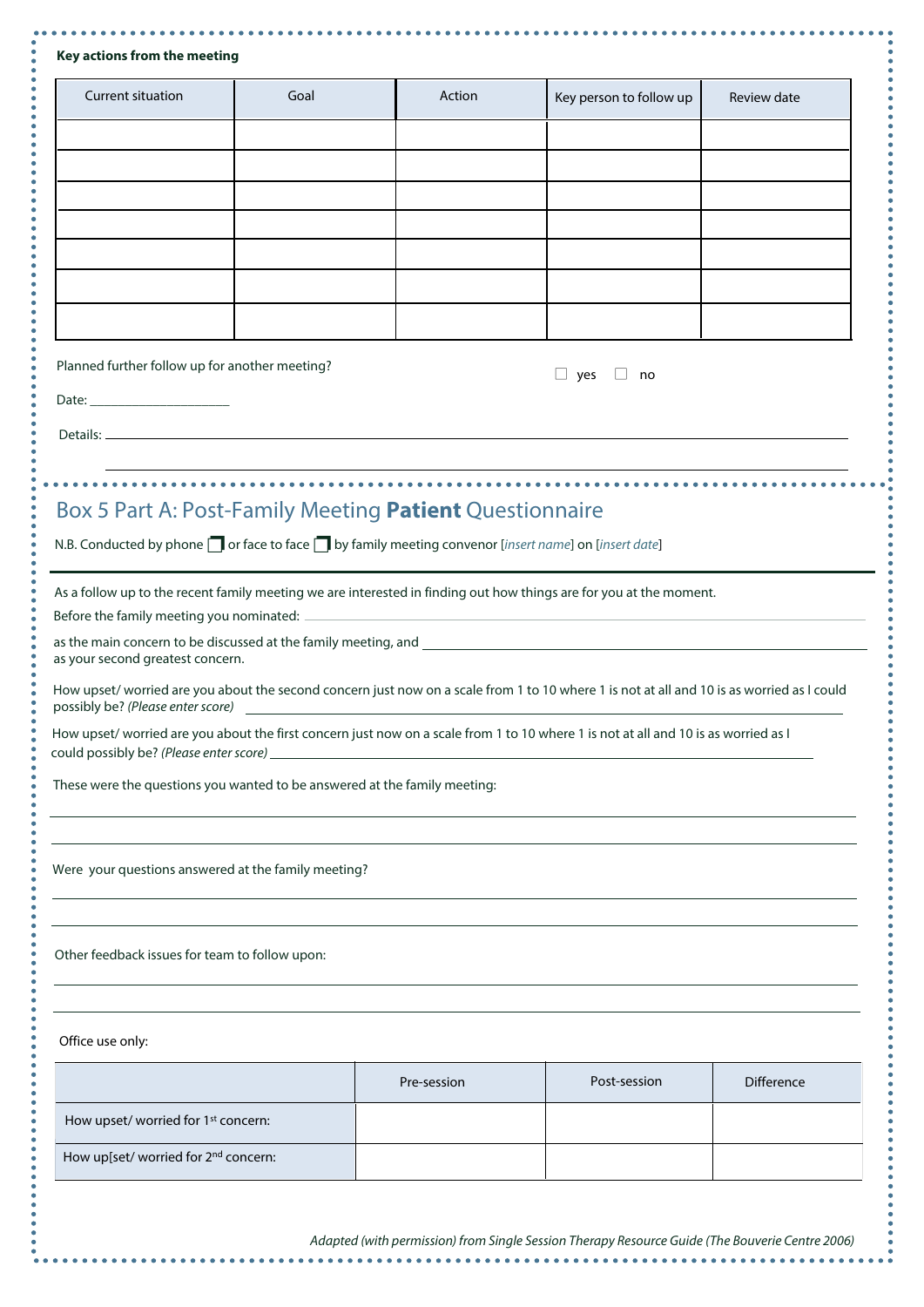**Key actions from the meeting**

| Current situation | Goal | Action | Key person to follow up | Review date |
|---|---|---|---|---|
| | | | | |
| | | | | |
| | | | | |
| | | | | |
| | | | | |
| | | | | |
| | | | | |

Planned further follow up for another meeting? ☐ yes ☐ no

Date: ____________________

Details: ______________________________________________________________________________

______________________________________________________________________________

## Box 5 Part A: Post-Family Meeting **Patient** Questionnaire

N.B. Conducted by phone ☐ or face to face ☐ by family meeting convenor [*insert name*] on [*insert date*]

As a follow up to the recent family meeting we are interested in finding out how things are for you at the moment.

Before the family meeting you nominated: ______________________________________________________________________________

as the main concern to be discussed at the family meeting, and ______________________________________________________________________________
as your second greatest concern.

How upset/ worried are you about the second concern just now on a scale from 1 to 10 where 1 is not at all and 10 is as worried as I could possibly be? *(Please enter score)* ______________________________________________________________________________

How upset/ worried are you about the first concern just now on a scale from 1 to 10 where 1 is not at all and 10 is as worried as I could possibly be? *(Please enter score)* ______________________________________________________________________________

These were the questions you wanted to be answered at the family meeting:

______________________________________________________________________________

______________________________________________________________________________

Were your questions answered at the family meeting?

______________________________________________________________________________

______________________________________________________________________________

Other feedback issues for team to follow upon:

______________________________________________________________________________

______________________________________________________________________________

Office use only:

| | Pre-session | Post-session | Difference |
|---|---|---|---|
| How upset/ worried for 1st concern: | | | |
| How up[set/ worried for 2nd concern: | | | |

*Adapted (with permission) from Single Session Therapy Resource Guide (The Bouverie Centre 2006)*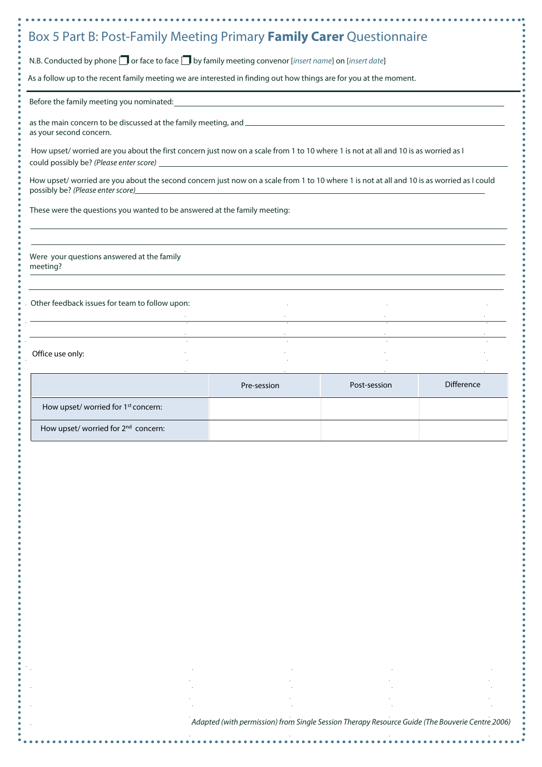## Box 5 Part B: Post-Family Meeting Primary **Family Carer** Questionnaire

N.B. Conducted by phone ☐ or face to face ☐ by family meeting convenor [*insert name*] on [*insert date*]

As a follow up to the recent family meeting we are interested in finding out how things are for you at the moment.

Before the family meeting you nominated: ____________________

as the main concern to be discussed at the family meeting, and ____________________ as your second concern.

How upset/ worried are you about the first concern just now on a scale from 1 to 10 where 1 is not at all and 10 is as worried as I could possibly be? *(Please enter score)* ____________________

How upset/ worried are you about the second concern just now on a scale from 1 to 10 where 1 is not at all and 10 is as worried as I could possibly be? *(Please enter score)* ____________________

These were the questions you wanted to be answered at the family meeting:

____________________

____________________

Were your questions answered at the family meeting? ____________________

____________________

Other feedback issues for team to follow upon:

____________________

____________________

Office use only:

| | Pre-session | Post-session | Difference |
|---|---|---|---|
| How upset/ worried for 1st concern: | | | |
| How upset/ worried for 2nd concern: | | | |

*Adapted (with permission) from Single Session Therapy Resource Guide (The Bouverie Centre 2006)*